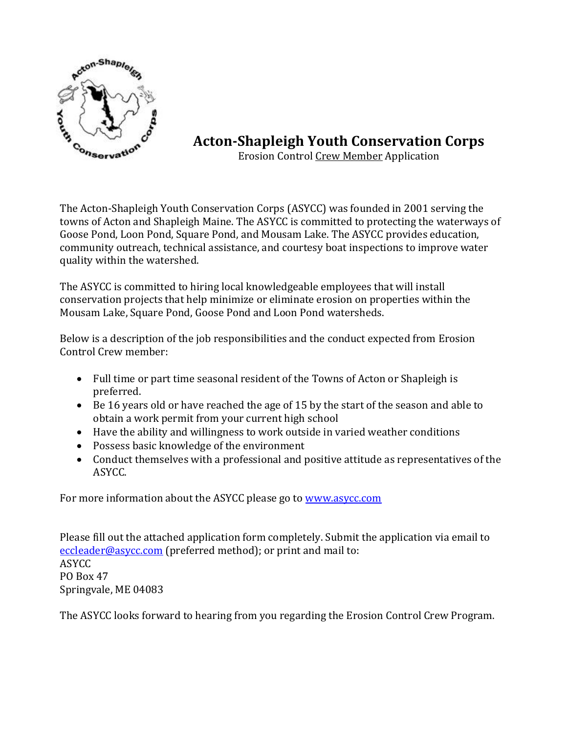# Acton-Shapleigh Youth Conservation Corps

Erosion Control Crew Member Application

The Acton-Shapleigh Youth Conservation Corps (ASYCC) was founded in 2001 serving the towns of Acton and Shapleigh Maine. The ASYCC is committed to protecting the waterways of Goose Pond, Loon Pond, Square Pond, and Mousam Lake. The ASYCC provides education, community outreach, technical assistance, and courtesy boat inspections to improve water quality within the watershed.

The ASYCC is committed to hiring local knowledgeable employees that will install conservation projects that help minimize or eliminate erosion on properties within the Mousam Lake, Square Pond, Goose Pond and Loon Pond watersheds.

Below is a description of the job responsibilities and the conduct expected from Erosion Control Crew member:

- Full time or part time seasonal resident of the Towns of Acton or Shapleigh is preferred.
- Be 16 years old or have reached the age of 15 by the start of the season and able to obtain a work permit from your current high school
- Have the ability and willingness to work outside in varied weather conditions
- Possess basic knowledge of the environment
- Conduct themselves with a professional and positive attitude as representatives of the ASYCC.

For more information about the ASYCC please go to [www.asycc.com](http://www.asycc.com)

Please fill out the attached application form completely. Submit the application via email to [eccleader@asycc.com](mailto:eccleader@asycc.com) (preferred method); or print and mail to:
ASYCC
PO Box 47
Springvale, ME 04083

The ASYCC looks forward to hearing from you regarding the Erosion Control Crew Program.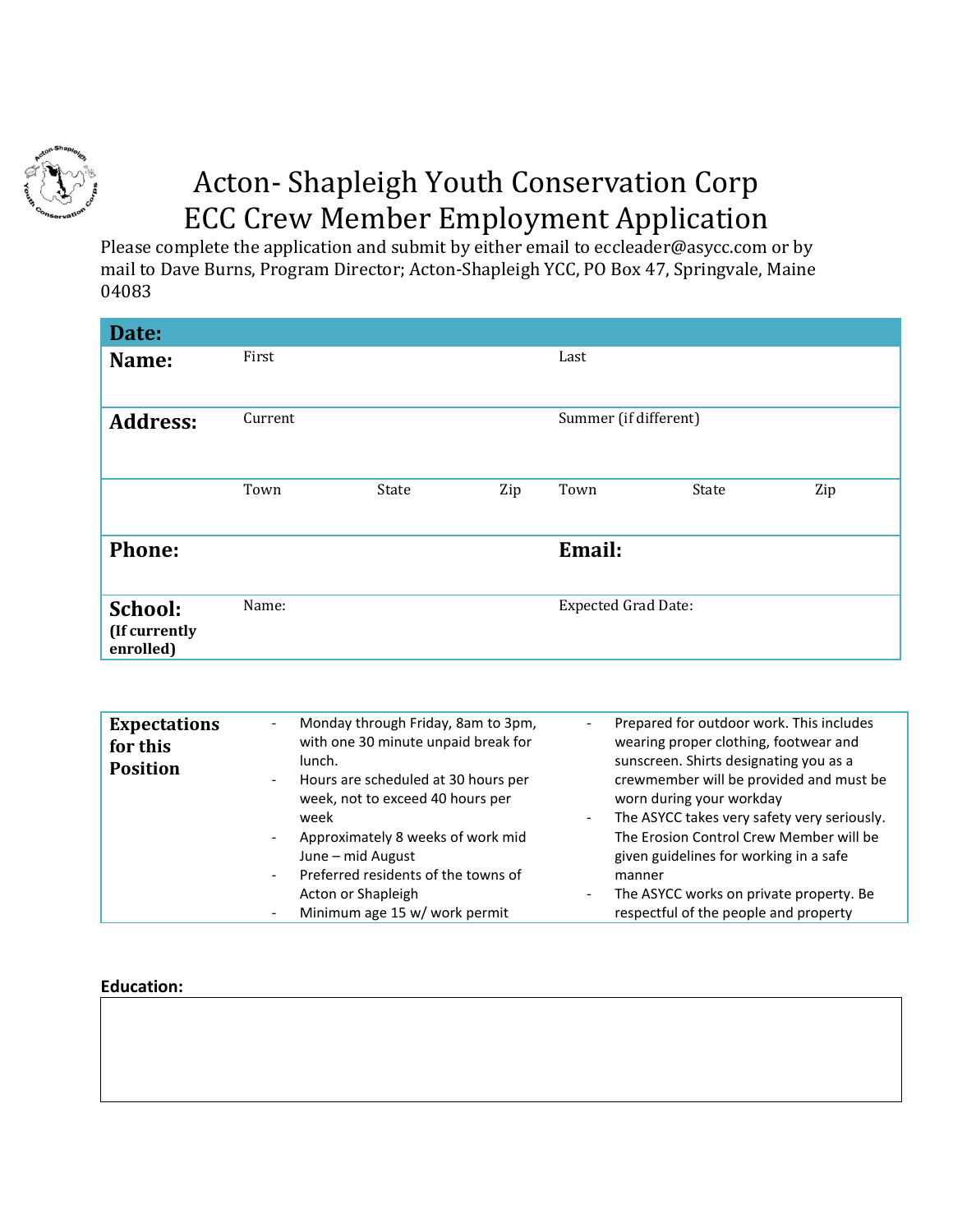# Acton- Shapleigh Youth Conservation Corp
# ECC Crew Member Employment Application

Please complete the application and submit by either email to eccleader@asycc.com or by mail to Dave Burns, Program Director; Acton-Shapleigh YCC, PO Box 47, Springvale, Maine 04083

| **Date:** | | | | | | |
|---|---|---|---|---|---|---|
| **Name:** | First | | | Last | | |
| **Address:** | Current | | | Summer (if different) | | |
| | Town | State | Zip | Town | State | Zip |
| **Phone:** | | | | **Email:** | | |
| **School:** (If currently enrolled) | Name: | | | Expected Grad Date: | | |

| **Expectations for this Position** | | |
|---|---|---|
| | - Monday through Friday, 8am to 3pm, with one 30 minute unpaid break for lunch.<br>- Hours are scheduled at 30 hours per week, not to exceed 40 hours per week<br>- Approximately 8 weeks of work mid June – mid August<br>- Preferred residents of the towns of Acton or Shapleigh<br>- Minimum age 15 w/ work permit | - Prepared for outdoor work. This includes wearing proper clothing, footwear and sunscreen. Shirts designating you as a crewmember will be provided and must be worn during your workday<br>- The ASYCC takes very safety very seriously. The Erosion Control Crew Member will be given guidelines for working in a safe manner<br>- The ASYCC works on private property. Be respectful of the people and property |

**Education:**

| |
|---|
| |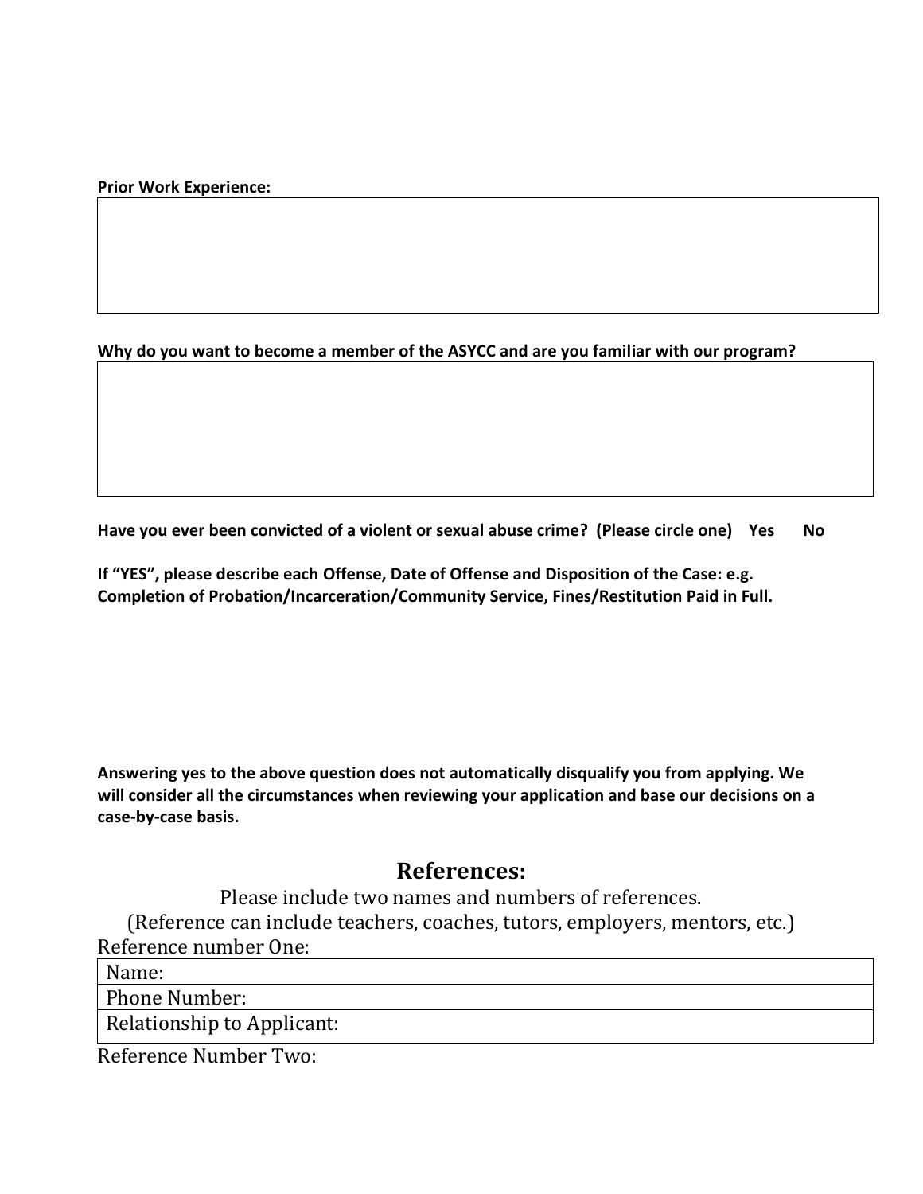**Prior Work Experience:**

| |
|---|
| |

**Why do you want to become a member of the ASYCC and are you familiar with our program?**

| |
|---|
| |

**Have you ever been convicted of a violent or sexual abuse crime? (Please circle one) Yes No**

**If "YES", please describe each Offense, Date of Offense and Disposition of the Case: e.g. Completion of Probation/Incarceration/Community Service, Fines/Restitution Paid in Full.**

**Answering yes to the above question does not automatically disqualify you from applying. We will consider all the circumstances when reviewing your application and base our decisions on a case-by-case basis.**

## References:

Please include two names and numbers of references.

(Reference can include teachers, coaches, tutors, employers, mentors, etc.)

Reference number One:

| Name: |
|---|
| Phone Number: |
| Relationship to Applicant: |

Reference Number Two: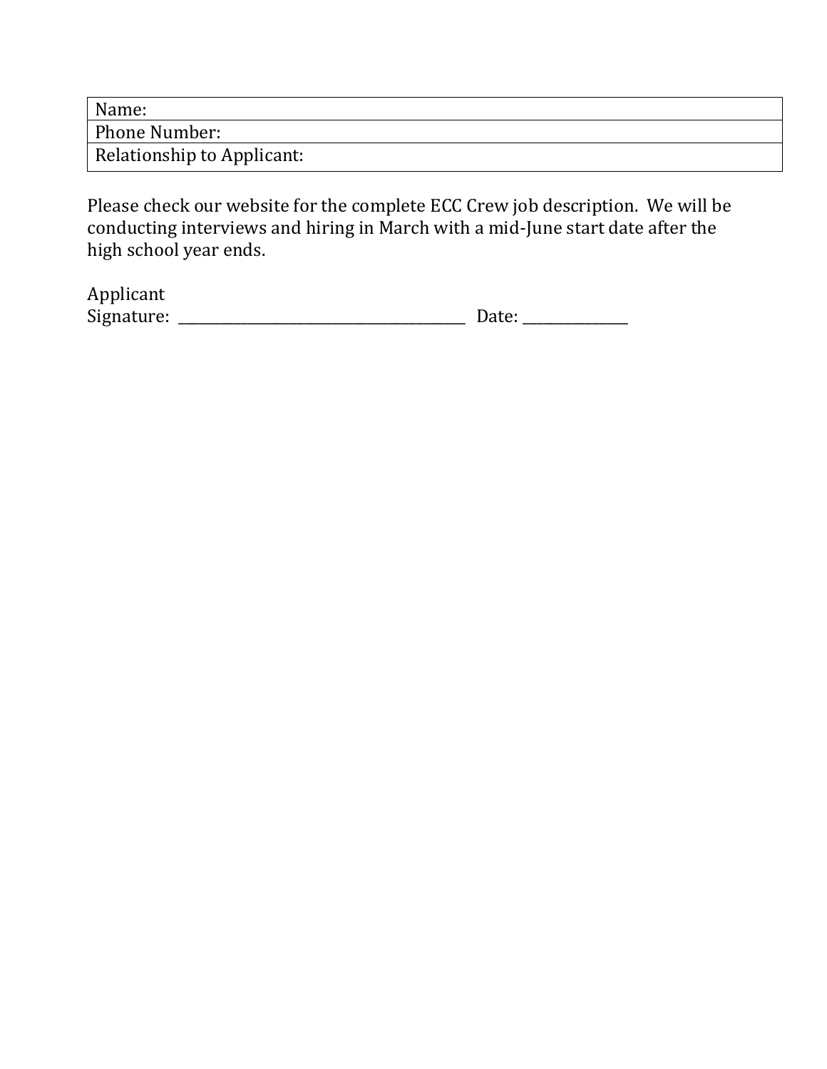| |
| --- |
| Name: |
| Phone Number: |
| Relationship to Applicant: |

Please check our website for the complete ECC Crew job description. We will be conducting interviews and hiring in March with a mid-June start date after the high school year ends.

Applicant
Signature: ________________________________________ Date: ______________